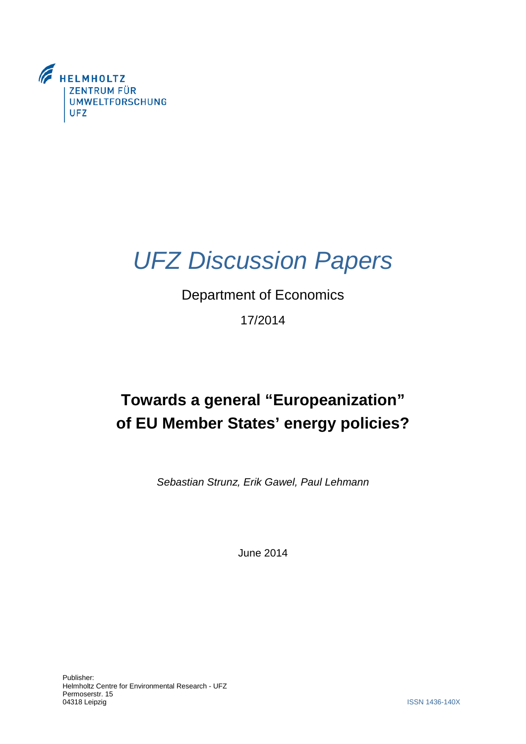HELMHOLTZ
ZENTRUM FÜR
UMWELTFORSCHUNG
UFZ

# *UFZ Discussion Papers*

Department of Economics

17/2014

## Towards a general "Europeanization" of EU Member States' energy policies?

*Sebastian Strunz, Erik Gawel, Paul Lehmann*

June 2014

Publisher:
Helmholtz Centre for Environmental Research - UFZ
Permoserstr. 15
04318 Leipzig

ISSN 1436-140X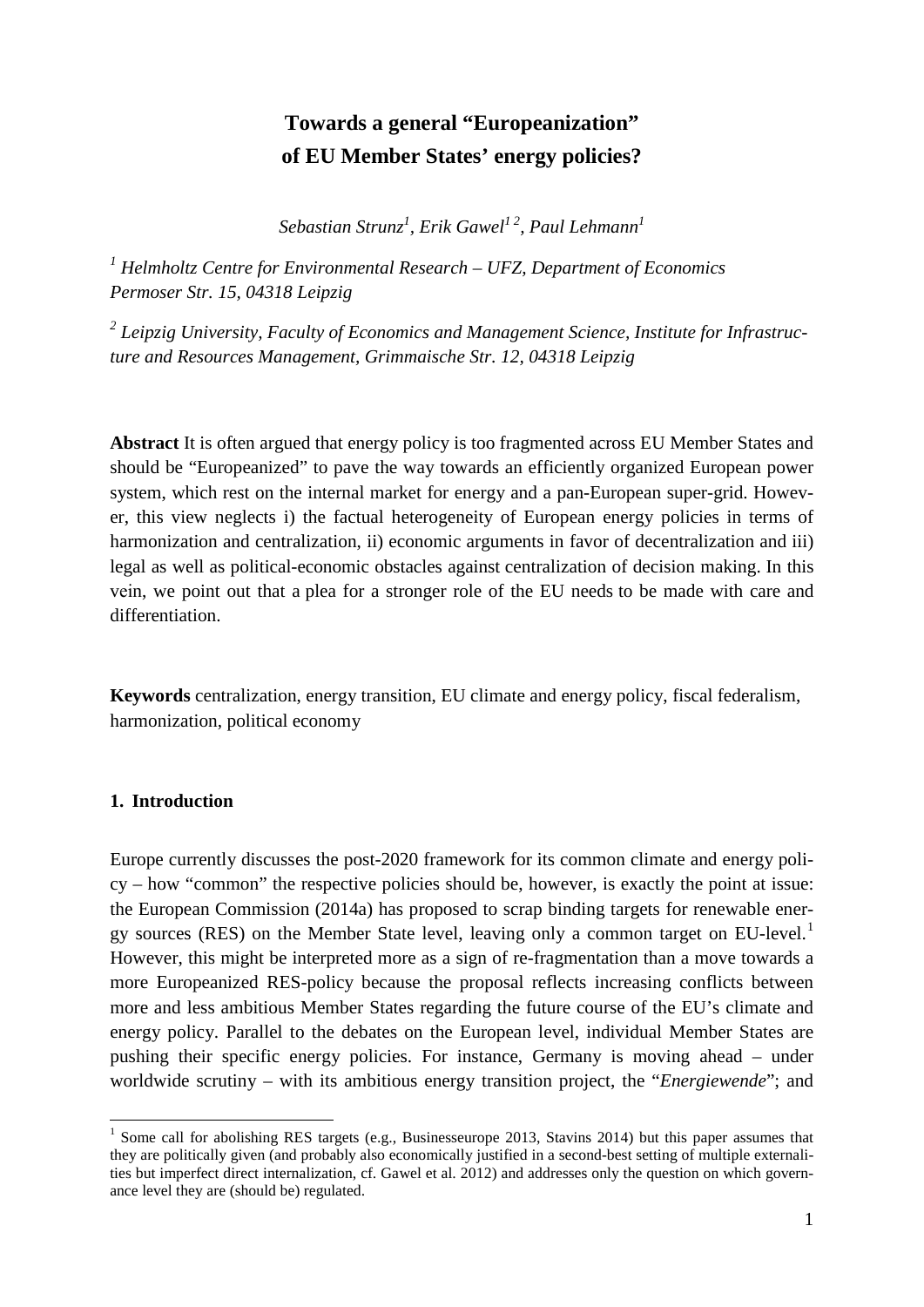# Towards a general "Europeanization" of EU Member States' energy policies?

*Sebastian Strunz[1], Erik Gawel[1 2], Paul Lehmann[1]*

*[1] Helmholtz Centre for Environmental Research – UFZ, Department of Economics Permoser Str. 15, 04318 Leipzig*

*[2] Leipzig University, Faculty of Economics and Management Science, Institute for Infrastructure and Resources Management, Grimmaische Str. 12, 04318 Leipzig*

**Abstract** It is often argued that energy policy is too fragmented across EU Member States and should be "Europeanized" to pave the way towards an efficiently organized European power system, which rest on the internal market for energy and a pan-European super-grid. However, this view neglects i) the factual heterogeneity of European energy policies in terms of harmonization and centralization, ii) economic arguments in favor of decentralization and iii) legal as well as political-economic obstacles against centralization of decision making. In this vein, we point out that a plea for a stronger role of the EU needs to be made with care and differentiation.

**Keywords** centralization, energy transition, EU climate and energy policy, fiscal federalism, harmonization, political economy

## 1. Introduction

Europe currently discusses the post-2020 framework for its common climate and energy policy – how "common" the respective policies should be, however, is exactly the point at issue: the European Commission (2014a) has proposed to scrap binding targets for renewable energy sources (RES) on the Member State level, leaving only a common target on EU-level.[1] However, this might be interpreted more as a sign of re-fragmentation than a move towards a more Europeanized RES-policy because the proposal reflects increasing conflicts between more and less ambitious Member States regarding the future course of the EU's climate and energy policy. Parallel to the debates on the European level, individual Member States are pushing their specific energy policies. For instance, Germany is moving ahead – under worldwide scrutiny – with its ambitious energy transition project, the "*Energiewende*"; and

[1] Some call for abolishing RES targets (e.g., Businesseurope 2013, Stavins 2014) but this paper assumes that they are politically given (and probably also economically justified in a second-best setting of multiple externalities but imperfect direct internalization, cf. Gawel et al. 2012) and addresses only the question on which governance level they are (should be) regulated.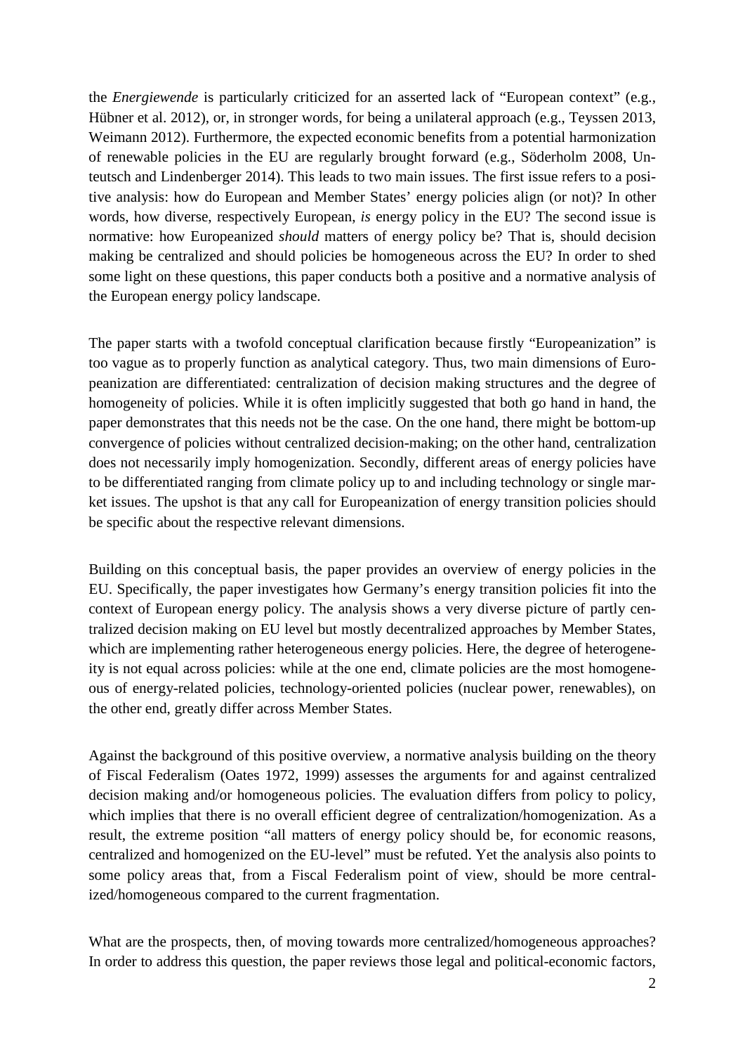the *Energiewende* is particularly criticized for an asserted lack of "European context" (e.g., Hübner et al. 2012), or, in stronger words, for being a unilateral approach (e.g., Teyssen 2013, Weimann 2012). Furthermore, the expected economic benefits from a potential harmonization of renewable policies in the EU are regularly brought forward (e.g., Söderholm 2008, Unteutsch and Lindenberger 2014). This leads to two main issues. The first issue refers to a positive analysis: how do European and Member States' energy policies align (or not)? In other words, how diverse, respectively European, *is* energy policy in the EU? The second issue is normative: how Europeanized *should* matters of energy policy be? That is, should decision making be centralized and should policies be homogeneous across the EU? In order to shed some light on these questions, this paper conducts both a positive and a normative analysis of the European energy policy landscape.

The paper starts with a twofold conceptual clarification because firstly "Europeanization" is too vague as to properly function as analytical category. Thus, two main dimensions of Europeanization are differentiated: centralization of decision making structures and the degree of homogeneity of policies. While it is often implicitly suggested that both go hand in hand, the paper demonstrates that this needs not be the case. On the one hand, there might be bottom-up convergence of policies without centralized decision-making; on the other hand, centralization does not necessarily imply homogenization. Secondly, different areas of energy policies have to be differentiated ranging from climate policy up to and including technology or single market issues. The upshot is that any call for Europeanization of energy transition policies should be specific about the respective relevant dimensions.

Building on this conceptual basis, the paper provides an overview of energy policies in the EU. Specifically, the paper investigates how Germany's energy transition policies fit into the context of European energy policy. The analysis shows a very diverse picture of partly centralized decision making on EU level but mostly decentralized approaches by Member States, which are implementing rather heterogeneous energy policies. Here, the degree of heterogeneity is not equal across policies: while at the one end, climate policies are the most homogeneous of energy-related policies, technology-oriented policies (nuclear power, renewables), on the other end, greatly differ across Member States.

Against the background of this positive overview, a normative analysis building on the theory of Fiscal Federalism (Oates 1972, 1999) assesses the arguments for and against centralized decision making and/or homogeneous policies. The evaluation differs from policy to policy, which implies that there is no overall efficient degree of centralization/homogenization. As a result, the extreme position "all matters of energy policy should be, for economic reasons, centralized and homogenized on the EU-level" must be refuted. Yet the analysis also points to some policy areas that, from a Fiscal Federalism point of view, should be more centralized/homogeneous compared to the current fragmentation.

What are the prospects, then, of moving towards more centralized/homogeneous approaches? In order to address this question, the paper reviews those legal and political-economic factors,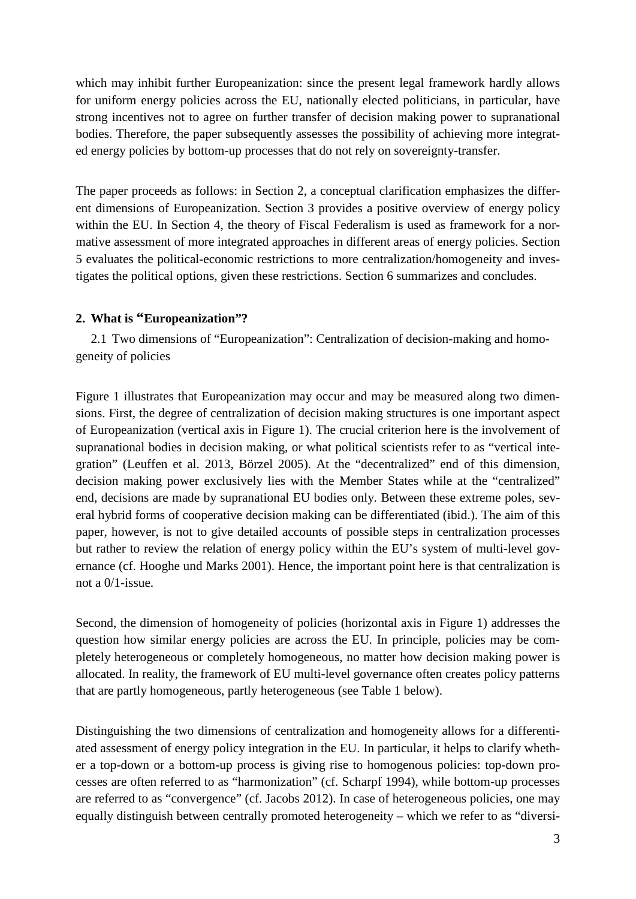which may inhibit further Europeanization: since the present legal framework hardly allows for uniform energy policies across the EU, nationally elected politicians, in particular, have strong incentives not to agree on further transfer of decision making power to supranational bodies. Therefore, the paper subsequently assesses the possibility of achieving more integrated energy policies by bottom-up processes that do not rely on sovereignty-transfer.

The paper proceeds as follows: in Section 2, a conceptual clarification emphasizes the different dimensions of Europeanization. Section 3 provides a positive overview of energy policy within the EU. In Section 4, the theory of Fiscal Federalism is used as framework for a normative assessment of more integrated approaches in different areas of energy policies. Section 5 evaluates the political-economic restrictions to more centralization/homogeneity and investigates the political options, given these restrictions. Section 6 summarizes and concludes.

## 2. What is "Europeanization"?

### 2.1 Two dimensions of "Europeanization": Centralization of decision-making and homogeneity of policies

Figure 1 illustrates that Europeanization may occur and may be measured along two dimensions. First, the degree of centralization of decision making structures is one important aspect of Europeanization (vertical axis in Figure 1). The crucial criterion here is the involvement of supranational bodies in decision making, or what political scientists refer to as "vertical integration" (Leuffen et al. 2013, Börzel 2005). At the "decentralized" end of this dimension, decision making power exclusively lies with the Member States while at the "centralized" end, decisions are made by supranational EU bodies only. Between these extreme poles, several hybrid forms of cooperative decision making can be differentiated (ibid.). The aim of this paper, however, is not to give detailed accounts of possible steps in centralization processes but rather to review the relation of energy policy within the EU's system of multi-level governance (cf. Hooghe und Marks 2001). Hence, the important point here is that centralization is not a 0/1-issue.

Second, the dimension of homogeneity of policies (horizontal axis in Figure 1) addresses the question how similar energy policies are across the EU. In principle, policies may be completely heterogeneous or completely homogeneous, no matter how decision making power is allocated. In reality, the framework of EU multi-level governance often creates policy patterns that are partly homogeneous, partly heterogeneous (see Table 1 below).

Distinguishing the two dimensions of centralization and homogeneity allows for a differentiated assessment of energy policy integration in the EU. In particular, it helps to clarify whether a top-down or a bottom-up process is giving rise to homogenous policies: top-down processes are often referred to as "harmonization" (cf. Scharpf 1994), while bottom-up processes are referred to as "convergence" (cf. Jacobs 2012). In case of heterogeneous policies, one may equally distinguish between centrally promoted heterogeneity – which we refer to as "diversi-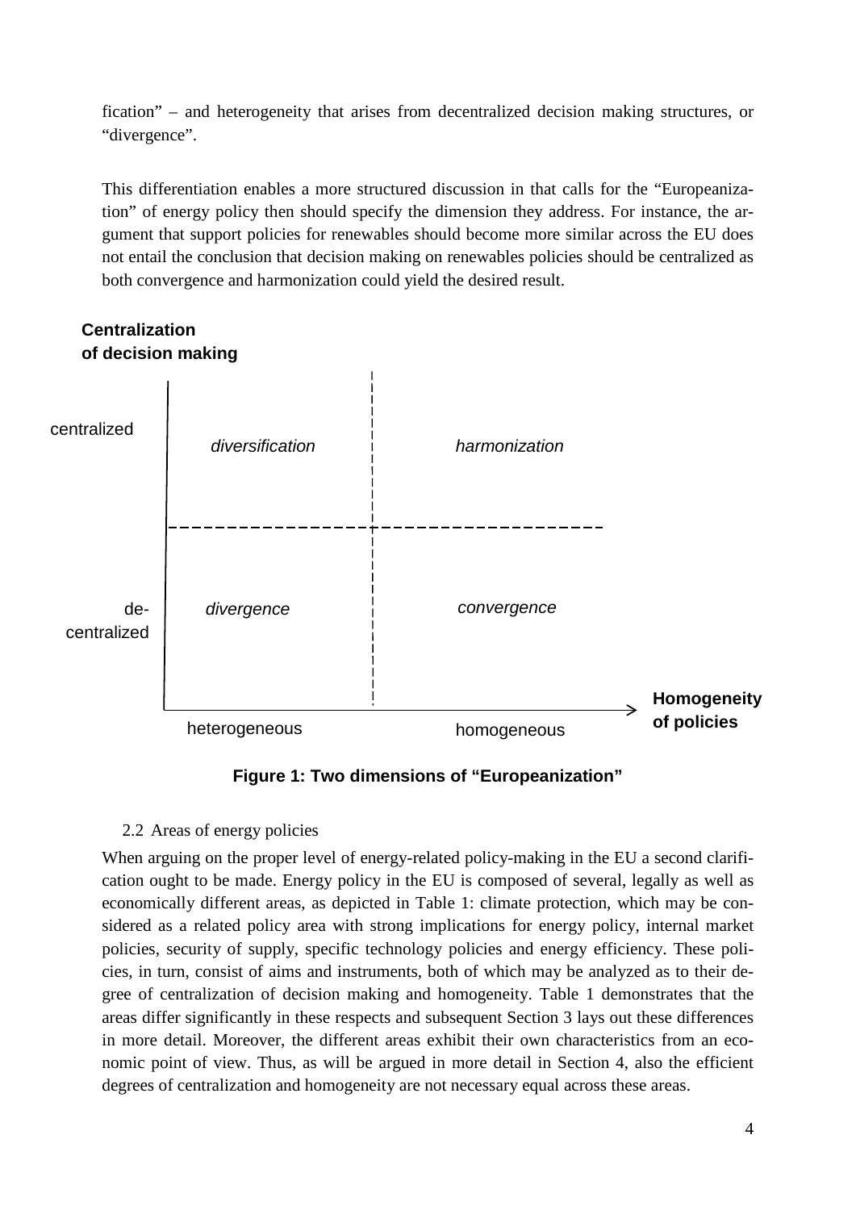fication" – and heterogeneity that arises from decentralized decision making structures, or "divergence".

This differentiation enables a more structured discussion in that calls for the "Europeanization" of energy policy then should specify the dimension they address. For instance, the argument that support policies for renewables should become more similar across the EU does not entail the conclusion that decision making on renewables policies should be centralized as both convergence and harmonization could yield the desired result.

**Figure 1: Two dimensions of "Europeanization"**

### 2.2 Areas of energy policies

When arguing on the proper level of energy-related policy-making in the EU a second clarification ought to be made. Energy policy in the EU is composed of several, legally as well as economically different areas, as depicted in Table 1: climate protection, which may be considered as a related policy area with strong implications for energy policy, internal market policies, security of supply, specific technology policies and energy efficiency. These policies, in turn, consist of aims and instruments, both of which may be analyzed as to their degree of centralization of decision making and homogeneity. Table 1 demonstrates that the areas differ significantly in these respects and subsequent Section 3 lays out these differences in more detail. Moreover, the different areas exhibit their own characteristics from an economic point of view. Thus, as will be argued in more detail in Section 4, also the efficient degrees of centralization and homogeneity are not necessary equal across these areas.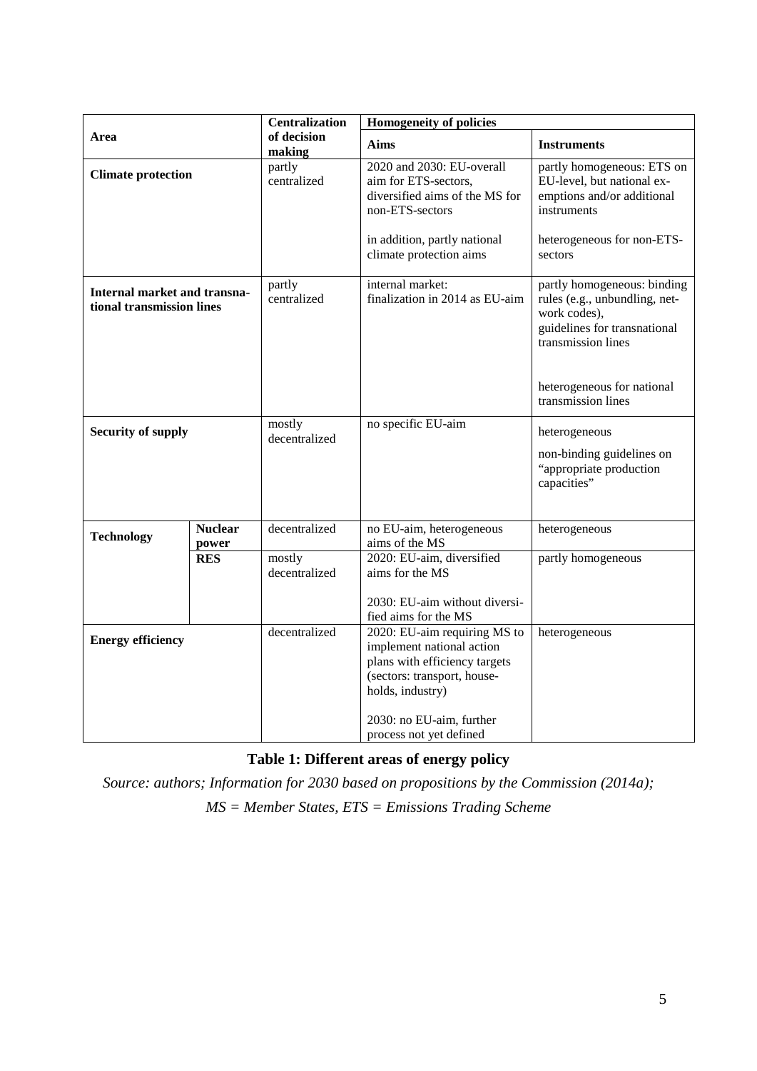| Area | | Centralization of decision making | Homogeneity of policies | |
|---|---|---|---|---|
| | | | **Aims** | **Instruments** |
| **Climate protection** | | partly centralized | 2020 and 2030: EU-overall aim for ETS-sectors, diversified aims of the MS for non-ETS-sectors<br><br>in addition, partly national climate protection aims | partly homogeneous: ETS on EU-level, but national exemptions and/or additional instruments<br><br>heterogeneous for non-ETS-sectors |
| **Internal market and transnational transmission lines** | | partly centralized | internal market: finalization in 2014 as EU-aim | partly homogeneous: binding rules (e.g., unbundling, network codes), guidelines for transnational transmission lines<br><br>heterogeneous for national transmission lines |
| **Security of supply** | | mostly decentralized | no specific EU-aim | heterogeneous<br><br>non-binding guidelines on "appropriate production capacities" |
| **Technology** | **Nuclear power** | decentralized | no EU-aim, heterogeneous aims of the MS | heterogeneous |
| | **RES** | mostly decentralized | 2020: EU-aim, diversified aims for the MS<br><br>2030: EU-aim without diversified aims for the MS | partly homogeneous |
| **Energy efficiency** | | decentralized | 2020: EU-aim requiring MS to implement national action plans with efficiency targets (sectors: transport, households, industry)<br><br>2030: no EU-aim, further process not yet defined | heterogeneous |

**Table 1: Different areas of energy policy**

*Source: authors; Information for 2030 based on propositions by the Commission (2014a); MS = Member States, ETS = Emissions Trading Scheme*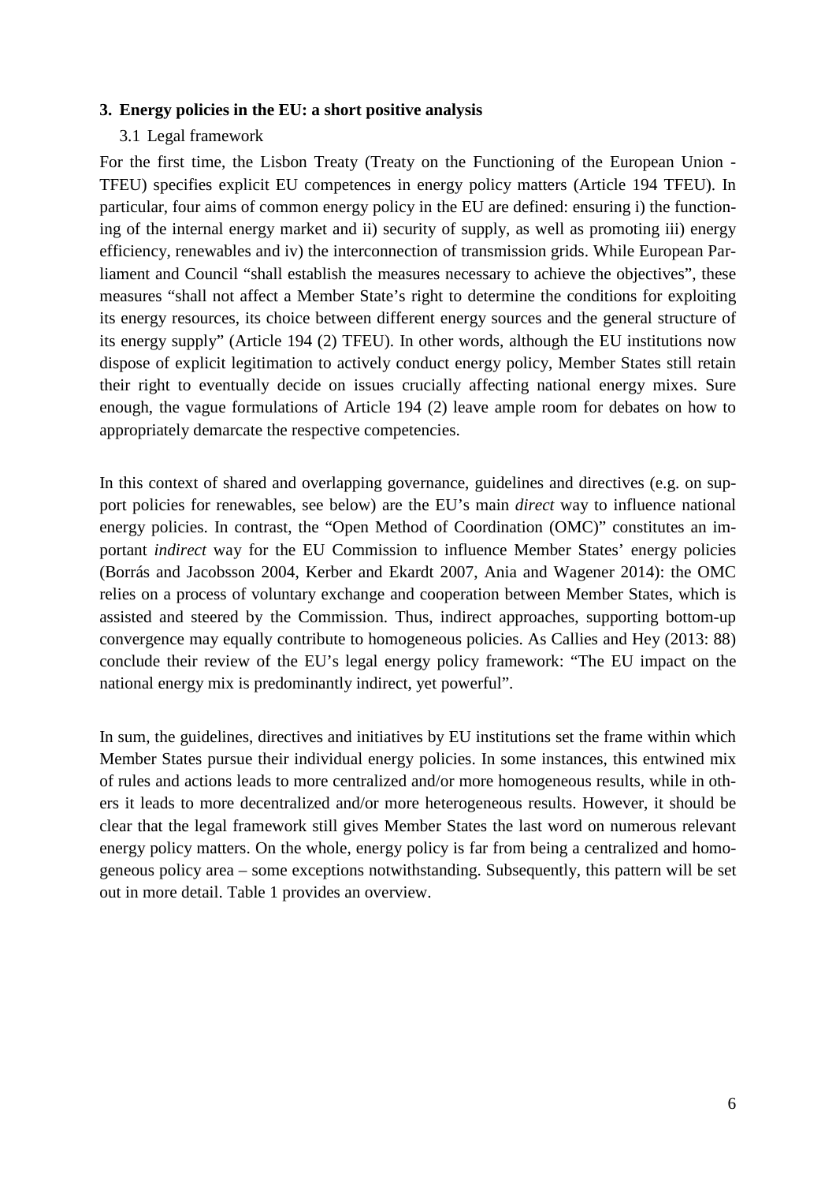## 3. Energy policies in the EU: a short positive analysis

### 3.1 Legal framework

For the first time, the Lisbon Treaty (Treaty on the Functioning of the European Union - TFEU) specifies explicit EU competences in energy policy matters (Article 194 TFEU). In particular, four aims of common energy policy in the EU are defined: ensuring i) the functioning of the internal energy market and ii) security of supply, as well as promoting iii) energy efficiency, renewables and iv) the interconnection of transmission grids. While European Parliament and Council "shall establish the measures necessary to achieve the objectives", these measures "shall not affect a Member State's right to determine the conditions for exploiting its energy resources, its choice between different energy sources and the general structure of its energy supply" (Article 194 (2) TFEU). In other words, although the EU institutions now dispose of explicit legitimation to actively conduct energy policy, Member States still retain their right to eventually decide on issues crucially affecting national energy mixes. Sure enough, the vague formulations of Article 194 (2) leave ample room for debates on how to appropriately demarcate the respective competencies.

In this context of shared and overlapping governance, guidelines and directives (e.g. on support policies for renewables, see below) are the EU's main *direct* way to influence national energy policies. In contrast, the "Open Method of Coordination (OMC)" constitutes an important *indirect* way for the EU Commission to influence Member States' energy policies (Borrás and Jacobsson 2004, Kerber and Ekardt 2007, Ania and Wagener 2014): the OMC relies on a process of voluntary exchange and cooperation between Member States, which is assisted and steered by the Commission. Thus, indirect approaches, supporting bottom-up convergence may equally contribute to homogeneous policies. As Callies and Hey (2013: 88) conclude their review of the EU's legal energy policy framework: "The EU impact on the national energy mix is predominantly indirect, yet powerful".

In sum, the guidelines, directives and initiatives by EU institutions set the frame within which Member States pursue their individual energy policies. In some instances, this entwined mix of rules and actions leads to more centralized and/or more homogeneous results, while in others it leads to more decentralized and/or more heterogeneous results. However, it should be clear that the legal framework still gives Member States the last word on numerous relevant energy policy matters. On the whole, energy policy is far from being a centralized and homogeneous policy area – some exceptions notwithstanding. Subsequently, this pattern will be set out in more detail. Table 1 provides an overview.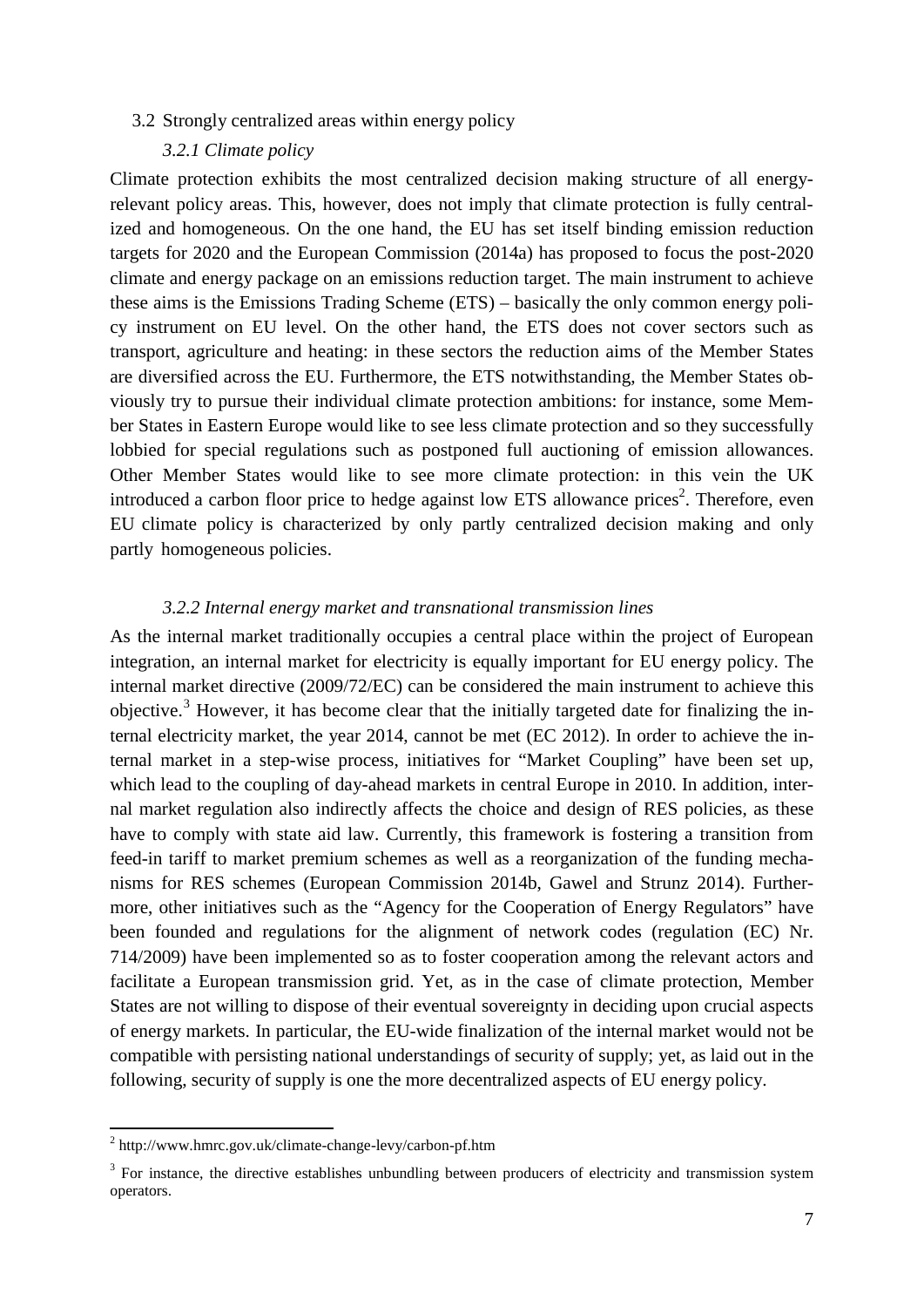## 3.2 Strongly centralized areas within energy policy

### *3.2.1 Climate policy*

Climate protection exhibits the most centralized decision making structure of all energy-relevant policy areas. This, however, does not imply that climate protection is fully centralized and homogeneous. On the one hand, the EU has set itself binding emission reduction targets for 2020 and the European Commission (2014a) has proposed to focus the post-2020 climate and energy package on an emissions reduction target. The main instrument to achieve these aims is the Emissions Trading Scheme (ETS) – basically the only common energy policy instrument on EU level. On the other hand, the ETS does not cover sectors such as transport, agriculture and heating: in these sectors the reduction aims of the Member States are diversified across the EU. Furthermore, the ETS notwithstanding, the Member States obviously try to pursue their individual climate protection ambitions: for instance, some Member States in Eastern Europe would like to see less climate protection and so they successfully lobbied for special regulations such as postponed full auctioning of emission allowances. Other Member States would like to see more climate protection: in this vein the UK introduced a carbon floor price to hedge against low ETS allowance prices[2]. Therefore, even EU climate policy is characterized by only partly centralized decision making and only partly homogeneous policies.

### *3.2.2 Internal energy market and transnational transmission lines*

As the internal market traditionally occupies a central place within the project of European integration, an internal market for electricity is equally important for EU energy policy. The internal market directive (2009/72/EC) can be considered the main instrument to achieve this objective.[3] However, it has become clear that the initially targeted date for finalizing the internal electricity market, the year 2014, cannot be met (EC 2012). In order to achieve the internal market in a step-wise process, initiatives for "Market Coupling" have been set up, which lead to the coupling of day-ahead markets in central Europe in 2010. In addition, internal market regulation also indirectly affects the choice and design of RES policies, as these have to comply with state aid law. Currently, this framework is fostering a transition from feed-in tariff to market premium schemes as well as a reorganization of the funding mechanisms for RES schemes (European Commission 2014b, Gawel and Strunz 2014). Furthermore, other initiatives such as the "Agency for the Cooperation of Energy Regulators" have been founded and regulations for the alignment of network codes (regulation (EC) Nr. 714/2009) have been implemented so as to foster cooperation among the relevant actors and facilitate a European transmission grid. Yet, as in the case of climate protection, Member States are not willing to dispose of their eventual sovereignty in deciding upon crucial aspects of energy markets. In particular, the EU-wide finalization of the internal market would not be compatible with persisting national understandings of security of supply; yet, as laid out in the following, security of supply is one the more decentralized aspects of EU energy policy.

---

[2] http://www.hmrc.gov.uk/climate-change-levy/carbon-pf.htm

[3] For instance, the directive establishes unbundling between producers of electricity and transmission system operators.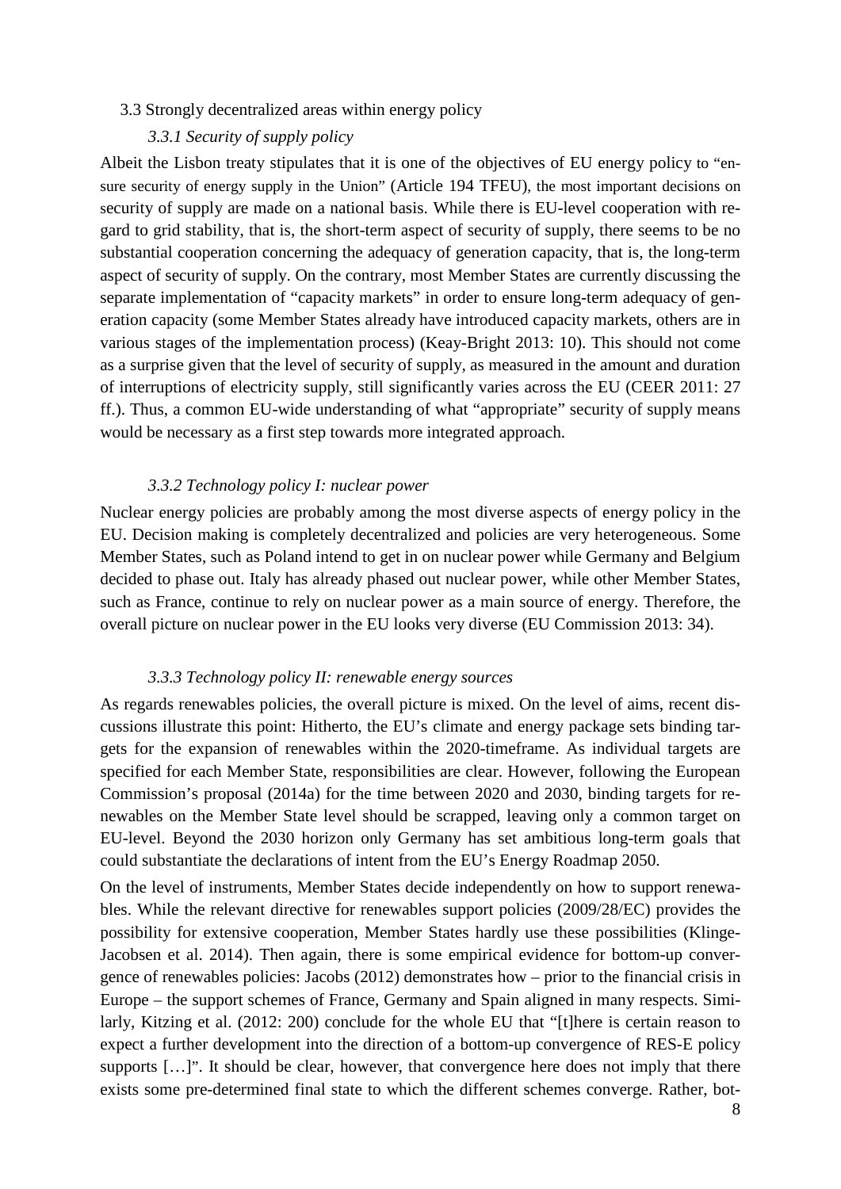## 3.3 Strongly decentralized areas within energy policy

### *3.3.1 Security of supply policy*

Albeit the Lisbon treaty stipulates that it is one of the objectives of EU energy policy to "ensure security of energy supply in the Union" (Article 194 TFEU), the most important decisions on security of supply are made on a national basis. While there is EU-level cooperation with regard to grid stability, that is, the short-term aspect of security of supply, there seems to be no substantial cooperation concerning the adequacy of generation capacity, that is, the long-term aspect of security of supply. On the contrary, most Member States are currently discussing the separate implementation of "capacity markets" in order to ensure long-term adequacy of generation capacity (some Member States already have introduced capacity markets, others are in various stages of the implementation process) (Keay-Bright 2013: 10). This should not come as a surprise given that the level of security of supply, as measured in the amount and duration of interruptions of electricity supply, still significantly varies across the EU (CEER 2011: 27 ff.). Thus, a common EU-wide understanding of what "appropriate" security of supply means would be necessary as a first step towards more integrated approach.

### *3.3.2 Technology policy I: nuclear power*

Nuclear energy policies are probably among the most diverse aspects of energy policy in the EU. Decision making is completely decentralized and policies are very heterogeneous. Some Member States, such as Poland intend to get in on nuclear power while Germany and Belgium decided to phase out. Italy has already phased out nuclear power, while other Member States, such as France, continue to rely on nuclear power as a main source of energy. Therefore, the overall picture on nuclear power in the EU looks very diverse (EU Commission 2013: 34).

### *3.3.3 Technology policy II: renewable energy sources*

As regards renewables policies, the overall picture is mixed. On the level of aims, recent discussions illustrate this point: Hitherto, the EU's climate and energy package sets binding targets for the expansion of renewables within the 2020-timeframe. As individual targets are specified for each Member State, responsibilities are clear. However, following the European Commission's proposal (2014a) for the time between 2020 and 2030, binding targets for renewables on the Member State level should be scrapped, leaving only a common target on EU-level. Beyond the 2030 horizon only Germany has set ambitious long-term goals that could substantiate the declarations of intent from the EU's Energy Roadmap 2050.

On the level of instruments, Member States decide independently on how to support renewables. While the relevant directive for renewables support policies (2009/28/EC) provides the possibility for extensive cooperation, Member States hardly use these possibilities (Klinge-Jacobsen et al. 2014). Then again, there is some empirical evidence for bottom-up convergence of renewables policies: Jacobs (2012) demonstrates how – prior to the financial crisis in Europe – the support schemes of France, Germany and Spain aligned in many respects. Similarly, Kitzing et al. (2012: 200) conclude for the whole EU that "[t]here is certain reason to expect a further development into the direction of a bottom-up convergence of RES-E policy supports […]". It should be clear, however, that convergence here does not imply that there exists some pre-determined final state to which the different schemes converge. Rather, bot-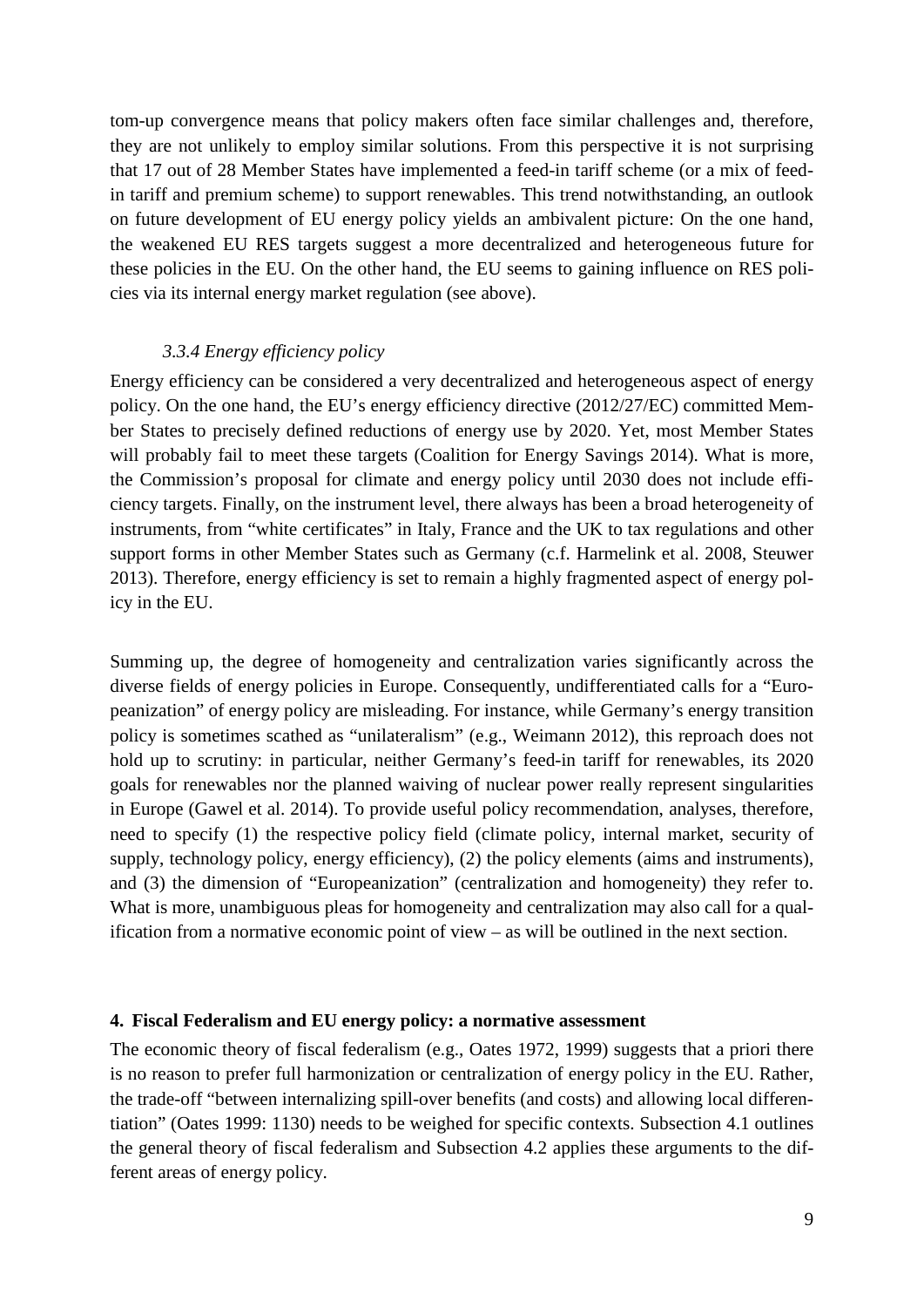tom-up convergence means that policy makers often face similar challenges and, therefore, they are not unlikely to employ similar solutions. From this perspective it is not surprising that 17 out of 28 Member States have implemented a feed-in tariff scheme (or a mix of feed-in tariff and premium scheme) to support renewables. This trend notwithstanding, an outlook on future development of EU energy policy yields an ambivalent picture: On the one hand, the weakened EU RES targets suggest a more decentralized and heterogeneous future for these policies in the EU. On the other hand, the EU seems to gaining influence on RES policies via its internal energy market regulation (see above).

#### *3.3.4 Energy efficiency policy*

Energy efficiency can be considered a very decentralized and heterogeneous aspect of energy policy. On the one hand, the EU's energy efficiency directive (2012/27/EC) committed Member States to precisely defined reductions of energy use by 2020. Yet, most Member States will probably fail to meet these targets (Coalition for Energy Savings 2014). What is more, the Commission's proposal for climate and energy policy until 2030 does not include efficiency targets. Finally, on the instrument level, there always has been a broad heterogeneity of instruments, from "white certificates" in Italy, France and the UK to tax regulations and other support forms in other Member States such as Germany (c.f. Harmelink et al. 2008, Steuwer 2013). Therefore, energy efficiency is set to remain a highly fragmented aspect of energy policy in the EU.

Summing up, the degree of homogeneity and centralization varies significantly across the diverse fields of energy policies in Europe. Consequently, undifferentiated calls for a "Europeanization" of energy policy are misleading. For instance, while Germany's energy transition policy is sometimes scathed as "unilateralism" (e.g., Weimann 2012), this reproach does not hold up to scrutiny: in particular, neither Germany's feed-in tariff for renewables, its 2020 goals for renewables nor the planned waiving of nuclear power really represent singularities in Europe (Gawel et al. 2014). To provide useful policy recommendation, analyses, therefore, need to specify (1) the respective policy field (climate policy, internal market, security of supply, technology policy, energy efficiency), (2) the policy elements (aims and instruments), and (3) the dimension of "Europeanization" (centralization and homogeneity) they refer to. What is more, unambiguous pleas for homogeneity and centralization may also call for a qualification from a normative economic point of view – as will be outlined in the next section.

## 4. Fiscal Federalism and EU energy policy: a normative assessment

The economic theory of fiscal federalism (e.g., Oates 1972, 1999) suggests that a priori there is no reason to prefer full harmonization or centralization of energy policy in the EU. Rather, the trade-off "between internalizing spill-over benefits (and costs) and allowing local differentiation" (Oates 1999: 1130) needs to be weighed for specific contexts. Subsection 4.1 outlines the general theory of fiscal federalism and Subsection 4.2 applies these arguments to the different areas of energy policy.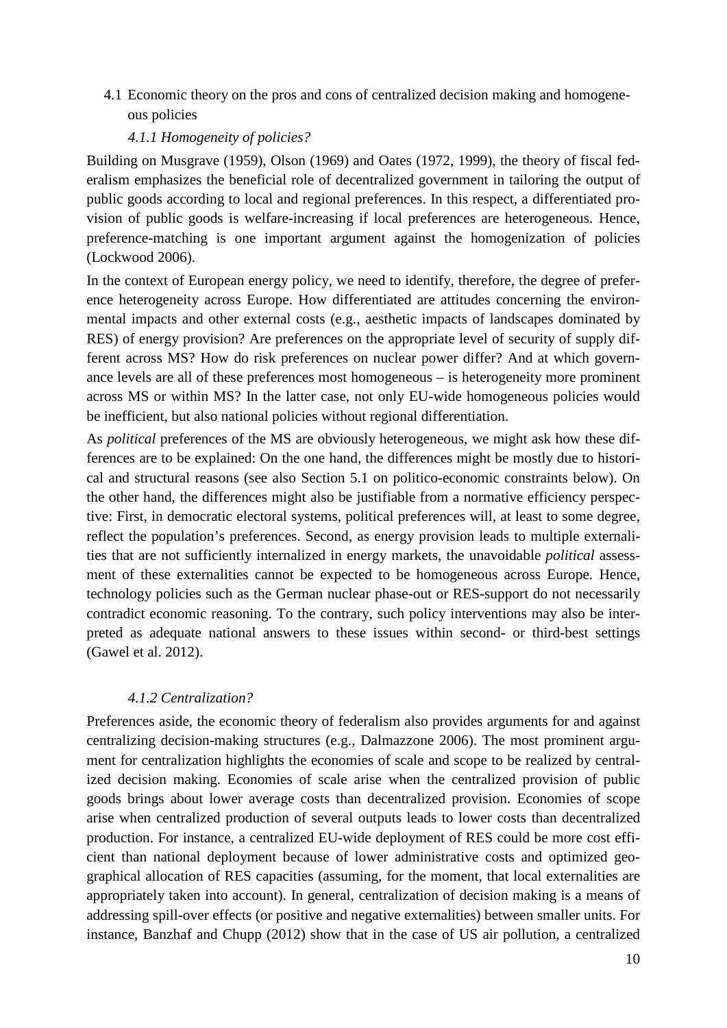## 4.1 Economic theory on the pros and cons of centralized decision making and homogeneous policies

### *4.1.1 Homogeneity of policies?*

Building on Musgrave (1959), Olson (1969) and Oates (1972, 1999), the theory of fiscal federalism emphasizes the beneficial role of decentralized government in tailoring the output of public goods according to local and regional preferences. In this respect, a differentiated provision of public goods is welfare-increasing if local preferences are heterogeneous. Hence, preference-matching is one important argument against the homogenization of policies (Lockwood 2006).

In the context of European energy policy, we need to identify, therefore, the degree of preference heterogeneity across Europe. How differentiated are attitudes concerning the environmental impacts and other external costs (e.g., aesthetic impacts of landscapes dominated by RES) of energy provision? Are preferences on the appropriate level of security of supply different across MS? How do risk preferences on nuclear power differ? And at which governance levels are all of these preferences most homogeneous – is heterogeneity more prominent across MS or within MS? In the latter case, not only EU-wide homogeneous policies would be inefficient, but also national policies without regional differentiation.

As *political* preferences of the MS are obviously heterogeneous, we might ask how these differences are to be explained: On the one hand, the differences might be mostly due to historical and structural reasons (see also Section 5.1 on politico-economic constraints below). On the other hand, the differences might also be justifiable from a normative efficiency perspective: First, in democratic electoral systems, political preferences will, at least to some degree, reflect the population's preferences. Second, as energy provision leads to multiple externalities that are not sufficiently internalized in energy markets, the unavoidable *political* assessment of these externalities cannot be expected to be homogeneous across Europe. Hence, technology policies such as the German nuclear phase-out or RES-support do not necessarily contradict economic reasoning. To the contrary, such policy interventions may also be interpreted as adequate national answers to these issues within second- or third-best settings (Gawel et al. 2012).

### *4.1.2 Centralization?*

Preferences aside, the economic theory of federalism also provides arguments for and against centralizing decision-making structures (e.g., Dalmazzone 2006). The most prominent argument for centralization highlights the economies of scale and scope to be realized by centralized decision making. Economies of scale arise when the centralized provision of public goods brings about lower average costs than decentralized provision. Economies of scope arise when centralized production of several outputs leads to lower costs than decentralized production. For instance, a centralized EU-wide deployment of RES could be more cost efficient than national deployment because of lower administrative costs and optimized geographical allocation of RES capacities (assuming, for the moment, that local externalities are appropriately taken into account). In general, centralization of decision making is a means of addressing spill-over effects (or positive and negative externalities) between smaller units. For instance, Banzhaf and Chupp (2012) show that in the case of US air pollution, a centralized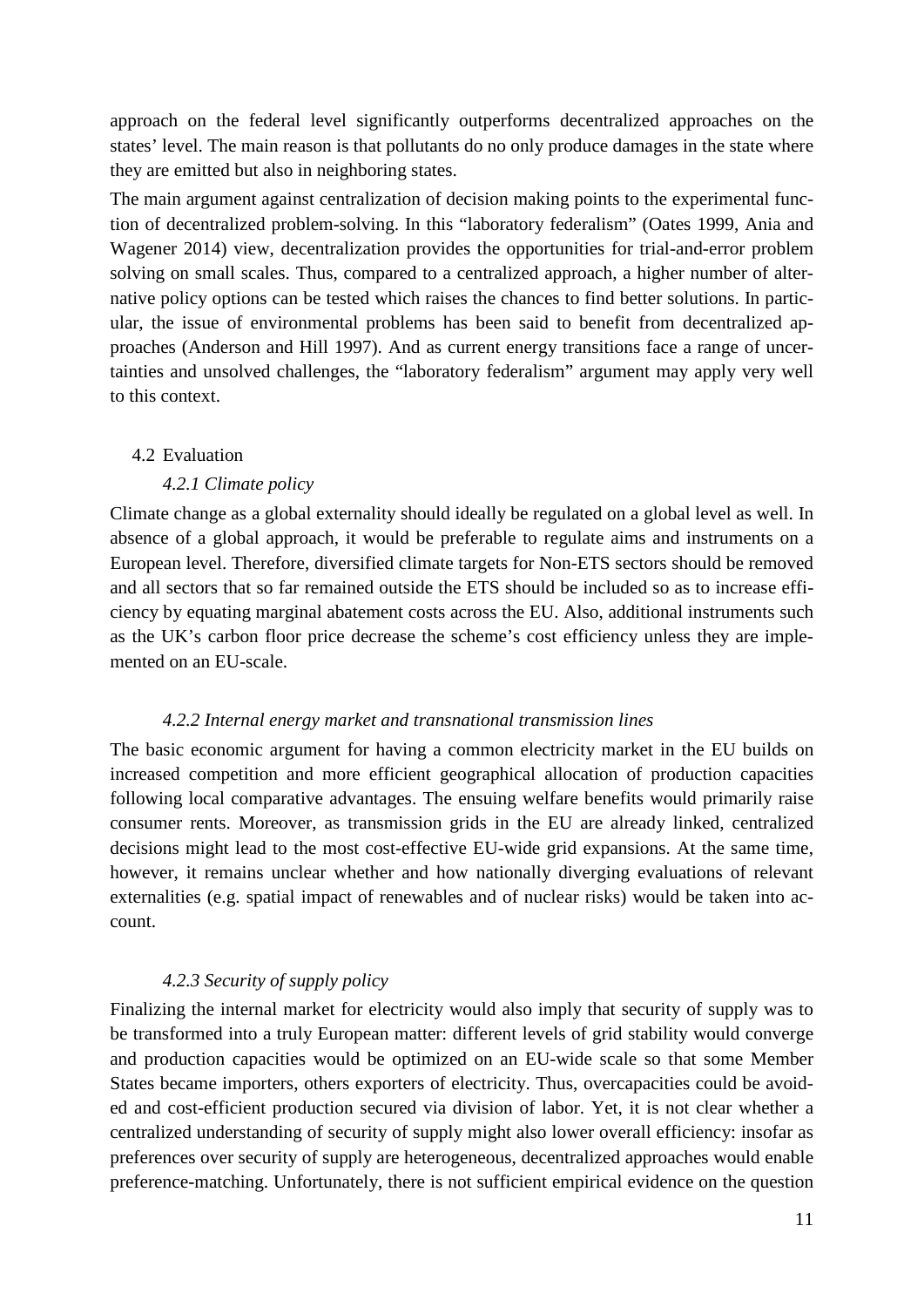approach on the federal level significantly outperforms decentralized approaches on the states' level. The main reason is that pollutants do no only produce damages in the state where they are emitted but also in neighboring states.

The main argument against centralization of decision making points to the experimental function of decentralized problem-solving. In this "laboratory federalism" (Oates 1999, Ania and Wagener 2014) view, decentralization provides the opportunities for trial-and-error problem solving on small scales. Thus, compared to a centralized approach, a higher number of alternative policy options can be tested which raises the chances to find better solutions. In particular, the issue of environmental problems has been said to benefit from decentralized approaches (Anderson and Hill 1997). And as current energy transitions face a range of uncertainties and unsolved challenges, the "laboratory federalism" argument may apply very well to this context.

## 4.2 Evaluation

### *4.2.1 Climate policy*

Climate change as a global externality should ideally be regulated on a global level as well. In absence of a global approach, it would be preferable to regulate aims and instruments on a European level. Therefore, diversified climate targets for Non-ETS sectors should be removed and all sectors that so far remained outside the ETS should be included so as to increase efficiency by equating marginal abatement costs across the EU. Also, additional instruments such as the UK's carbon floor price decrease the scheme's cost efficiency unless they are implemented on an EU-scale.

### *4.2.2 Internal energy market and transnational transmission lines*

The basic economic argument for having a common electricity market in the EU builds on increased competition and more efficient geographical allocation of production capacities following local comparative advantages. The ensuing welfare benefits would primarily raise consumer rents. Moreover, as transmission grids in the EU are already linked, centralized decisions might lead to the most cost-effective EU-wide grid expansions. At the same time, however, it remains unclear whether and how nationally diverging evaluations of relevant externalities (e.g. spatial impact of renewables and of nuclear risks) would be taken into account.

### *4.2.3 Security of supply policy*

Finalizing the internal market for electricity would also imply that security of supply was to be transformed into a truly European matter: different levels of grid stability would converge and production capacities would be optimized on an EU-wide scale so that some Member States became importers, others exporters of electricity. Thus, overcapacities could be avoided and cost-efficient production secured via division of labor. Yet, it is not clear whether a centralized understanding of security of supply might also lower overall efficiency: insofar as preferences over security of supply are heterogeneous, decentralized approaches would enable preference-matching. Unfortunately, there is not sufficient empirical evidence on the question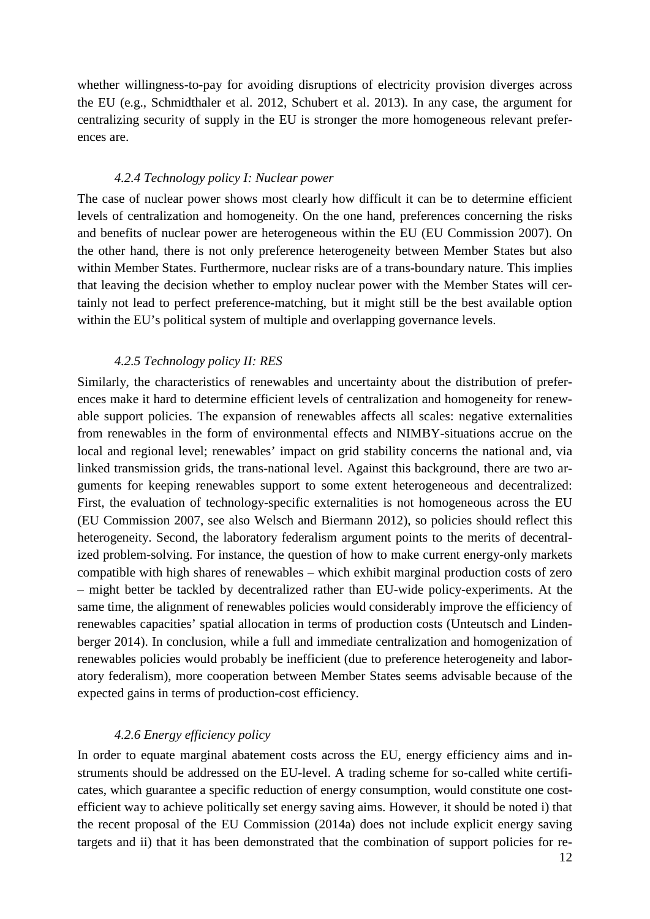whether willingness-to-pay for avoiding disruptions of electricity provision diverges across the EU (e.g., Schmidthaler et al. 2012, Schubert et al. 2013). In any case, the argument for centralizing security of supply in the EU is stronger the more homogeneous relevant preferences are.

#### *4.2.4 Technology policy I: Nuclear power*

The case of nuclear power shows most clearly how difficult it can be to determine efficient levels of centralization and homogeneity. On the one hand, preferences concerning the risks and benefits of nuclear power are heterogeneous within the EU (EU Commission 2007). On the other hand, there is not only preference heterogeneity between Member States but also within Member States. Furthermore, nuclear risks are of a trans-boundary nature. This implies that leaving the decision whether to employ nuclear power with the Member States will certainly not lead to perfect preference-matching, but it might still be the best available option within the EU's political system of multiple and overlapping governance levels.

#### *4.2.5 Technology policy II: RES*

Similarly, the characteristics of renewables and uncertainty about the distribution of preferences make it hard to determine efficient levels of centralization and homogeneity for renewable support policies. The expansion of renewables affects all scales: negative externalities from renewables in the form of environmental effects and NIMBY-situations accrue on the local and regional level; renewables' impact on grid stability concerns the national and, via linked transmission grids, the trans-national level. Against this background, there are two arguments for keeping renewables support to some extent heterogeneous and decentralized: First, the evaluation of technology-specific externalities is not homogeneous across the EU (EU Commission 2007, see also Welsch and Biermann 2012), so policies should reflect this heterogeneity. Second, the laboratory federalism argument points to the merits of decentralized problem-solving. For instance, the question of how to make current energy-only markets compatible with high shares of renewables – which exhibit marginal production costs of zero – might better be tackled by decentralized rather than EU-wide policy-experiments. At the same time, the alignment of renewables policies would considerably improve the efficiency of renewables capacities' spatial allocation in terms of production costs (Unteutsch and Lindenberger 2014). In conclusion, while a full and immediate centralization and homogenization of renewables policies would probably be inefficient (due to preference heterogeneity and laboratory federalism), more cooperation between Member States seems advisable because of the expected gains in terms of production-cost efficiency.

#### *4.2.6 Energy efficiency policy*

In order to equate marginal abatement costs across the EU, energy efficiency aims and instruments should be addressed on the EU-level. A trading scheme for so-called white certificates, which guarantee a specific reduction of energy consumption, would constitute one cost-efficient way to achieve politically set energy saving aims. However, it should be noted i) that the recent proposal of the EU Commission (2014a) does not include explicit energy saving targets and ii) that it has been demonstrated that the combination of support policies for re-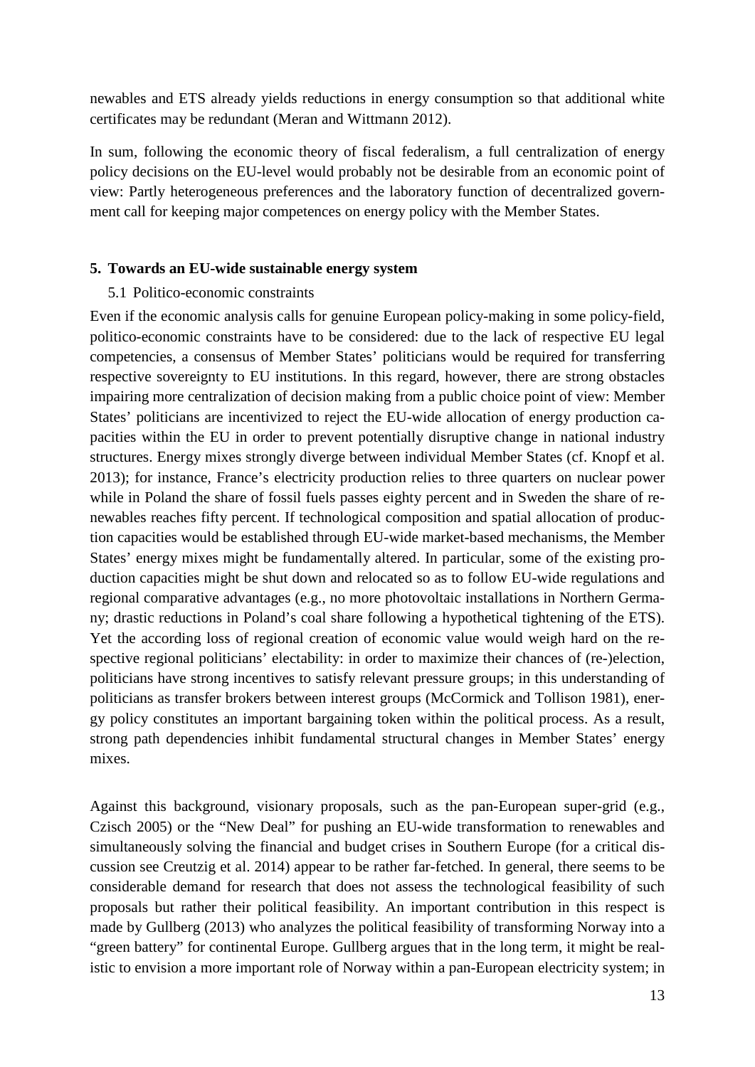newables and ETS already yields reductions in energy consumption so that additional white certificates may be redundant (Meran and Wittmann 2012).

In sum, following the economic theory of fiscal federalism, a full centralization of energy policy decisions on the EU-level would probably not be desirable from an economic point of view: Partly heterogeneous preferences and the laboratory function of decentralized government call for keeping major competences on energy policy with the Member States.

## 5. Towards an EU-wide sustainable energy system

### 5.1 Politico-economic constraints

Even if the economic analysis calls for genuine European policy-making in some policy-field, politico-economic constraints have to be considered: due to the lack of respective EU legal competencies, a consensus of Member States' politicians would be required for transferring respective sovereignty to EU institutions. In this regard, however, there are strong obstacles impairing more centralization of decision making from a public choice point of view: Member States' politicians are incentivized to reject the EU-wide allocation of energy production capacities within the EU in order to prevent potentially disruptive change in national industry structures. Energy mixes strongly diverge between individual Member States (cf. Knopf et al. 2013); for instance, France's electricity production relies to three quarters on nuclear power while in Poland the share of fossil fuels passes eighty percent and in Sweden the share of renewables reaches fifty percent. If technological composition and spatial allocation of production capacities would be established through EU-wide market-based mechanisms, the Member States' energy mixes might be fundamentally altered. In particular, some of the existing production capacities might be shut down and relocated so as to follow EU-wide regulations and regional comparative advantages (e.g., no more photovoltaic installations in Northern Germany; drastic reductions in Poland's coal share following a hypothetical tightening of the ETS). Yet the according loss of regional creation of economic value would weigh hard on the respective regional politicians' electability: in order to maximize their chances of (re-)election, politicians have strong incentives to satisfy relevant pressure groups; in this understanding of politicians as transfer brokers between interest groups (McCormick and Tollison 1981), energy policy constitutes an important bargaining token within the political process. As a result, strong path dependencies inhibit fundamental structural changes in Member States' energy mixes.

Against this background, visionary proposals, such as the pan-European super-grid (e.g., Czisch 2005) or the "New Deal" for pushing an EU-wide transformation to renewables and simultaneously solving the financial and budget crises in Southern Europe (for a critical discussion see Creutzig et al. 2014) appear to be rather far-fetched. In general, there seems to be considerable demand for research that does not assess the technological feasibility of such proposals but rather their political feasibility. An important contribution in this respect is made by Gullberg (2013) who analyzes the political feasibility of transforming Norway into a "green battery" for continental Europe. Gullberg argues that in the long term, it might be realistic to envision a more important role of Norway within a pan-European electricity system; in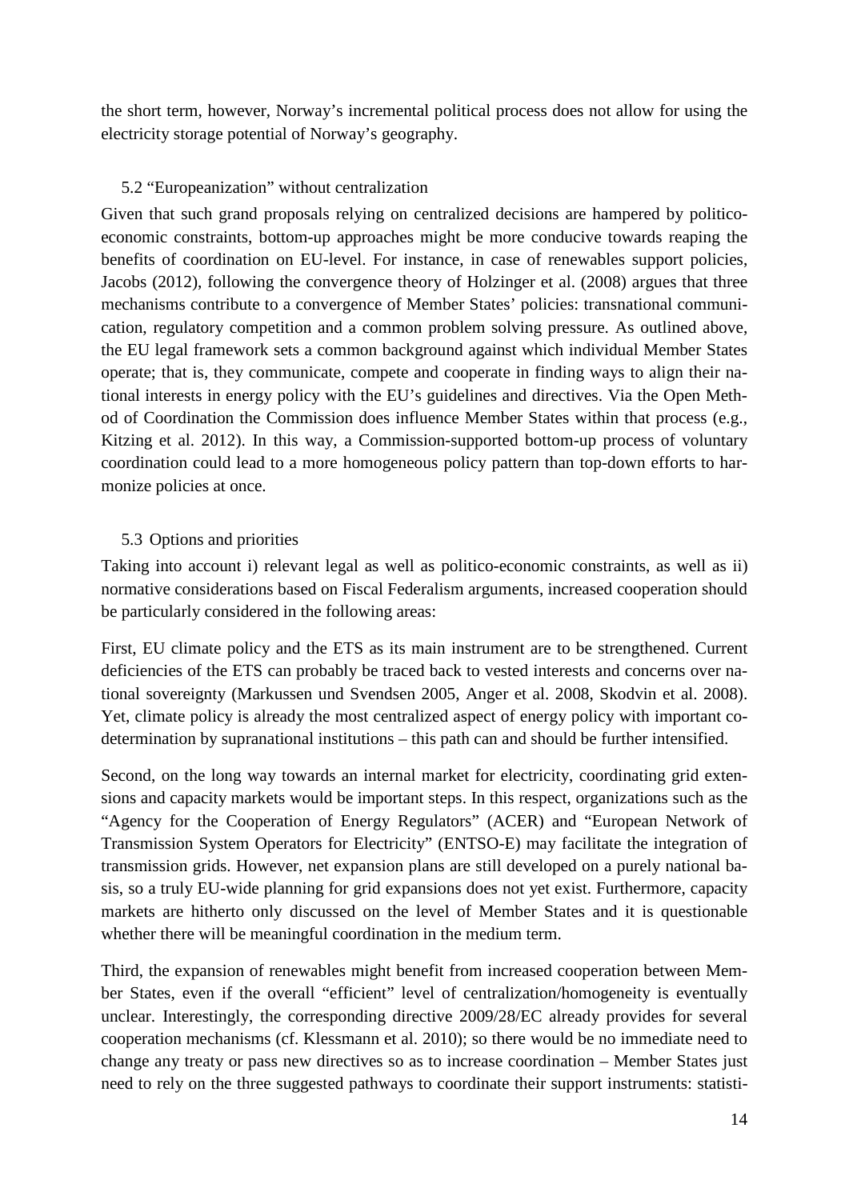the short term, however, Norway's incremental political process does not allow for using the electricity storage potential of Norway's geography.

### 5.2 "Europeanization" without centralization

Given that such grand proposals relying on centralized decisions are hampered by politico-economic constraints, bottom-up approaches might be more conducive towards reaping the benefits of coordination on EU-level. For instance, in case of renewables support policies, Jacobs (2012), following the convergence theory of Holzinger et al. (2008) argues that three mechanisms contribute to a convergence of Member States' policies: transnational communication, regulatory competition and a common problem solving pressure. As outlined above, the EU legal framework sets a common background against which individual Member States operate; that is, they communicate, compete and cooperate in finding ways to align their national interests in energy policy with the EU's guidelines and directives. Via the Open Method of Coordination the Commission does influence Member States within that process (e.g., Kitzing et al. 2012). In this way, a Commission-supported bottom-up process of voluntary coordination could lead to a more homogeneous policy pattern than top-down efforts to harmonize policies at once.

### 5.3 Options and priorities

Taking into account i) relevant legal as well as politico-economic constraints, as well as ii) normative considerations based on Fiscal Federalism arguments, increased cooperation should be particularly considered in the following areas:

First, EU climate policy and the ETS as its main instrument are to be strengthened. Current deficiencies of the ETS can probably be traced back to vested interests and concerns over national sovereignty (Markussen und Svendsen 2005, Anger et al. 2008, Skodvin et al. 2008). Yet, climate policy is already the most centralized aspect of energy policy with important co-determination by supranational institutions – this path can and should be further intensified.

Second, on the long way towards an internal market for electricity, coordinating grid extensions and capacity markets would be important steps. In this respect, organizations such as the "Agency for the Cooperation of Energy Regulators" (ACER) and "European Network of Transmission System Operators for Electricity" (ENTSO-E) may facilitate the integration of transmission grids. However, net expansion plans are still developed on a purely national basis, so a truly EU-wide planning for grid expansions does not yet exist. Furthermore, capacity markets are hitherto only discussed on the level of Member States and it is questionable whether there will be meaningful coordination in the medium term.

Third, the expansion of renewables might benefit from increased cooperation between Member States, even if the overall "efficient" level of centralization/homogeneity is eventually unclear. Interestingly, the corresponding directive 2009/28/EC already provides for several cooperation mechanisms (cf. Klessmann et al. 2010); so there would be no immediate need to change any treaty or pass new directives so as to increase coordination – Member States just need to rely on the three suggested pathways to coordinate their support instruments: statisti-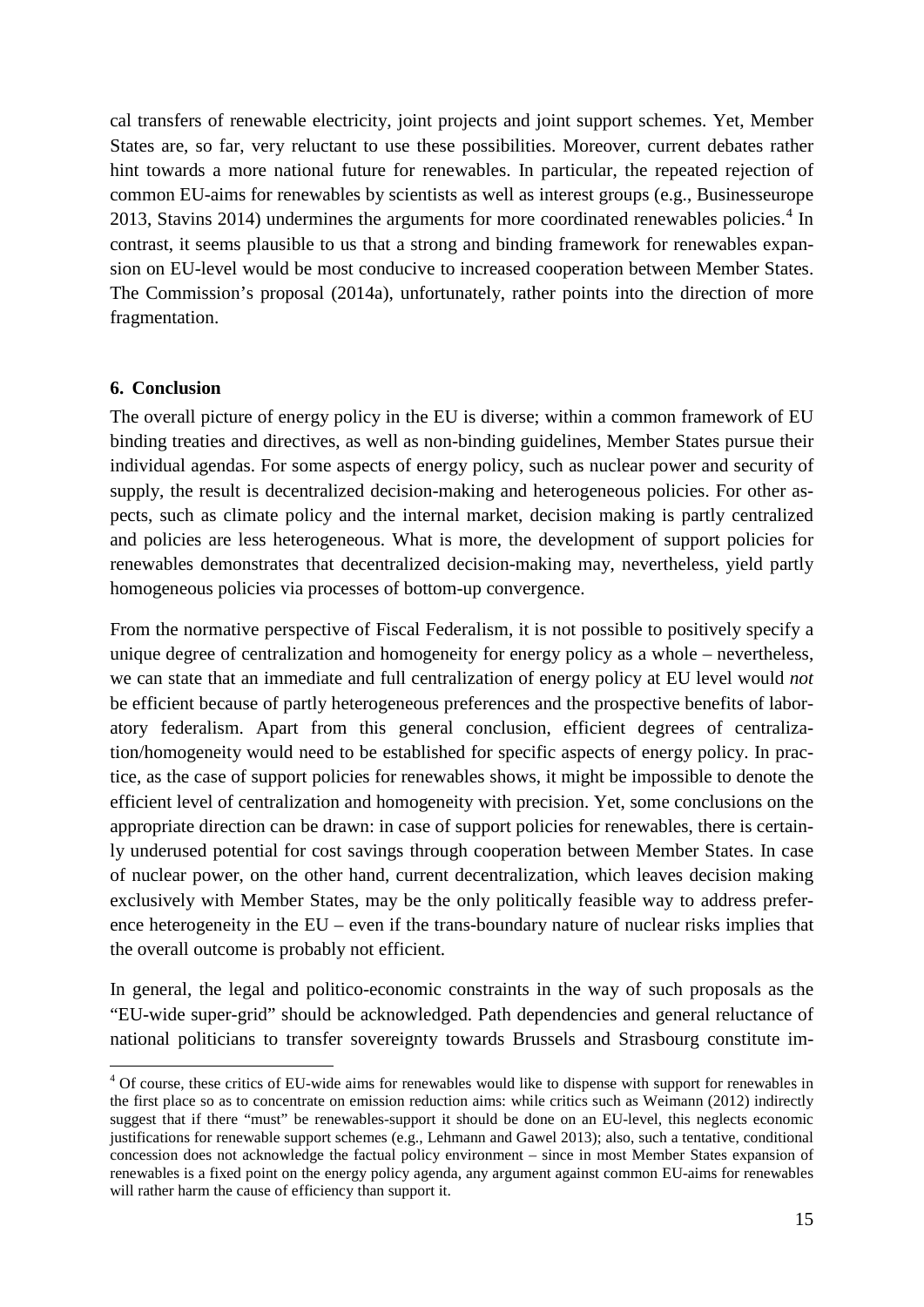cal transfers of renewable electricity, joint projects and joint support schemes. Yet, Member States are, so far, very reluctant to use these possibilities. Moreover, current debates rather hint towards a more national future for renewables. In particular, the repeated rejection of common EU-aims for renewables by scientists as well as interest groups (e.g., Businesseurope 2013, Stavins 2014) undermines the arguments for more coordinated renewables policies.[4] In contrast, it seems plausible to us that a strong and binding framework for renewables expansion on EU-level would be most conducive to increased cooperation between Member States. The Commission's proposal (2014a), unfortunately, rather points into the direction of more fragmentation.

## 6. Conclusion

The overall picture of energy policy in the EU is diverse; within a common framework of EU binding treaties and directives, as well as non-binding guidelines, Member States pursue their individual agendas. For some aspects of energy policy, such as nuclear power and security of supply, the result is decentralized decision-making and heterogeneous policies. For other aspects, such as climate policy and the internal market, decision making is partly centralized and policies are less heterogeneous. What is more, the development of support policies for renewables demonstrates that decentralized decision-making may, nevertheless, yield partly homogeneous policies via processes of bottom-up convergence.

From the normative perspective of Fiscal Federalism, it is not possible to positively specify a unique degree of centralization and homogeneity for energy policy as a whole – nevertheless, we can state that an immediate and full centralization of energy policy at EU level would *not* be efficient because of partly heterogeneous preferences and the prospective benefits of laboratory federalism. Apart from this general conclusion, efficient degrees of centralization/homogeneity would need to be established for specific aspects of energy policy. In practice, as the case of support policies for renewables shows, it might be impossible to denote the efficient level of centralization and homogeneity with precision. Yet, some conclusions on the appropriate direction can be drawn: in case of support policies for renewables, there is certainly underused potential for cost savings through cooperation between Member States. In case of nuclear power, on the other hand, current decentralization, which leaves decision making exclusively with Member States, may be the only politically feasible way to address preference heterogeneity in the EU – even if the trans-boundary nature of nuclear risks implies that the overall outcome is probably not efficient.

In general, the legal and politico-economic constraints in the way of such proposals as the "EU-wide super-grid" should be acknowledged. Path dependencies and general reluctance of national politicians to transfer sovereignty towards Brussels and Strasbourg constitute im-

[4] Of course, these critics of EU-wide aims for renewables would like to dispense with support for renewables in the first place so as to concentrate on emission reduction aims: while critics such as Weimann (2012) indirectly suggest that if there "must" be renewables-support it should be done on an EU-level, this neglects economic justifications for renewable support schemes (e.g., Lehmann and Gawel 2013); also, such a tentative, conditional concession does not acknowledge the factual policy environment – since in most Member States expansion of renewables is a fixed point on the energy policy agenda, any argument against common EU-aims for renewables will rather harm the cause of efficiency than support it.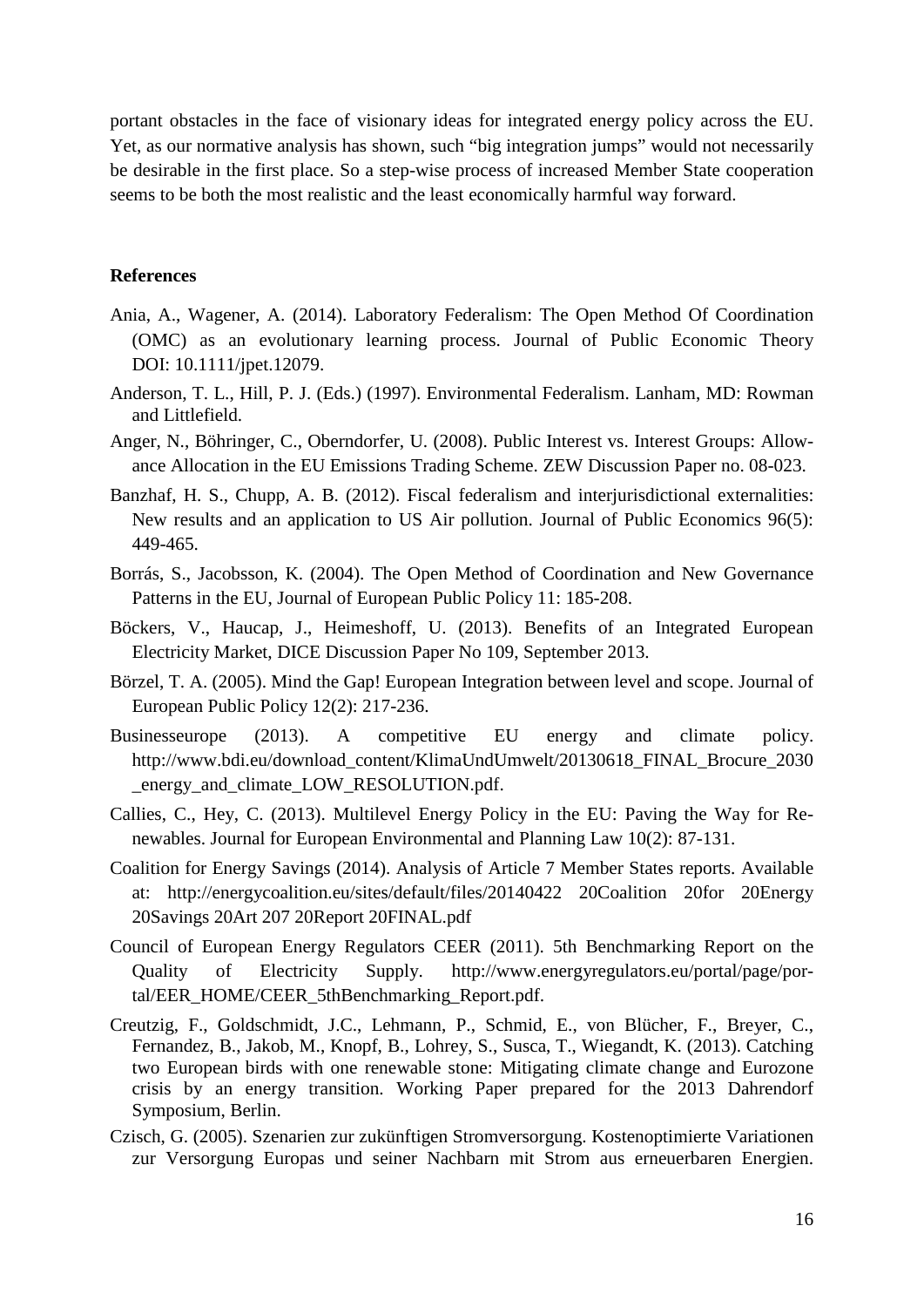portant obstacles in the face of visionary ideas for integrated energy policy across the EU. Yet, as our normative analysis has shown, such “big integration jumps” would not necessarily be desirable in the first place. So a step-wise process of increased Member State cooperation seems to be both the most realistic and the least economically harmful way forward.

## References

Ania, A., Wagener, A. (2014). Laboratory Federalism: The Open Method Of Coordination (OMC) as an evolutionary learning process. Journal of Public Economic Theory DOI: 10.1111/jpet.12079.

Anderson, T. L., Hill, P. J. (Eds.) (1997). Environmental Federalism. Lanham, MD: Rowman and Littlefield.

Anger, N., Böhringer, C., Oberndorfer, U. (2008). Public Interest vs. Interest Groups: Allowance Allocation in the EU Emissions Trading Scheme. ZEW Discussion Paper no. 08-023.

Banzhaf, H. S., Chupp, A. B. (2012). Fiscal federalism and interjurisdictional externalities: New results and an application to US Air pollution. Journal of Public Economics 96(5): 449-465.

Borrás, S., Jacobsson, K. (2004). The Open Method of Coordination and New Governance Patterns in the EU, Journal of European Public Policy 11: 185-208.

Böckers, V., Haucap, J., Heimeshoff, U. (2013). Benefits of an Integrated European Electricity Market, DICE Discussion Paper No 109, September 2013.

Börzel, T. A. (2005). Mind the Gap! European Integration between level and scope. Journal of European Public Policy 12(2): 217-236.

Businesseurope (2013). A competitive EU energy and climate policy. http://www.bdi.eu/download_content/KlimaUndUmwelt/20130618_FINAL_Brocure_2030_energy_and_climate_LOW_RESOLUTION.pdf.

Callies, C., Hey, C. (2013). Multilevel Energy Policy in the EU: Paving the Way for Renewables. Journal for European Environmental and Planning Law 10(2): 87-131.

Coalition for Energy Savings (2014). Analysis of Article 7 Member States reports. Available at: http://energycoalition.eu/sites/default/files/20140422 20Coalition 20for 20Energy 20Savings 20Art 207 20Report 20FINAL.pdf

Council of European Energy Regulators CEER (2011). 5th Benchmarking Report on the Quality of Electricity Supply. http://www.energyregulators.eu/portal/page/portal/EER_HOME/CEER_5thBenchmarking_Report.pdf.

Creutzig, F., Goldschmidt, J.C., Lehmann, P., Schmid, E., von Blücher, F., Breyer, C., Fernandez, B., Jakob, M., Knopf, B., Lohrey, S., Susca, T., Wiegandt, K. (2013). Catching two European birds with one renewable stone: Mitigating climate change and Eurozone crisis by an energy transition. Working Paper prepared for the 2013 Dahrendorf Symposium, Berlin.

Czisch, G. (2005). Szenarien zur zukünftigen Stromversorgung. Kostenoptimierte Variationen zur Versorgung Europas und seiner Nachbarn mit Strom aus erneuerbaren Energien.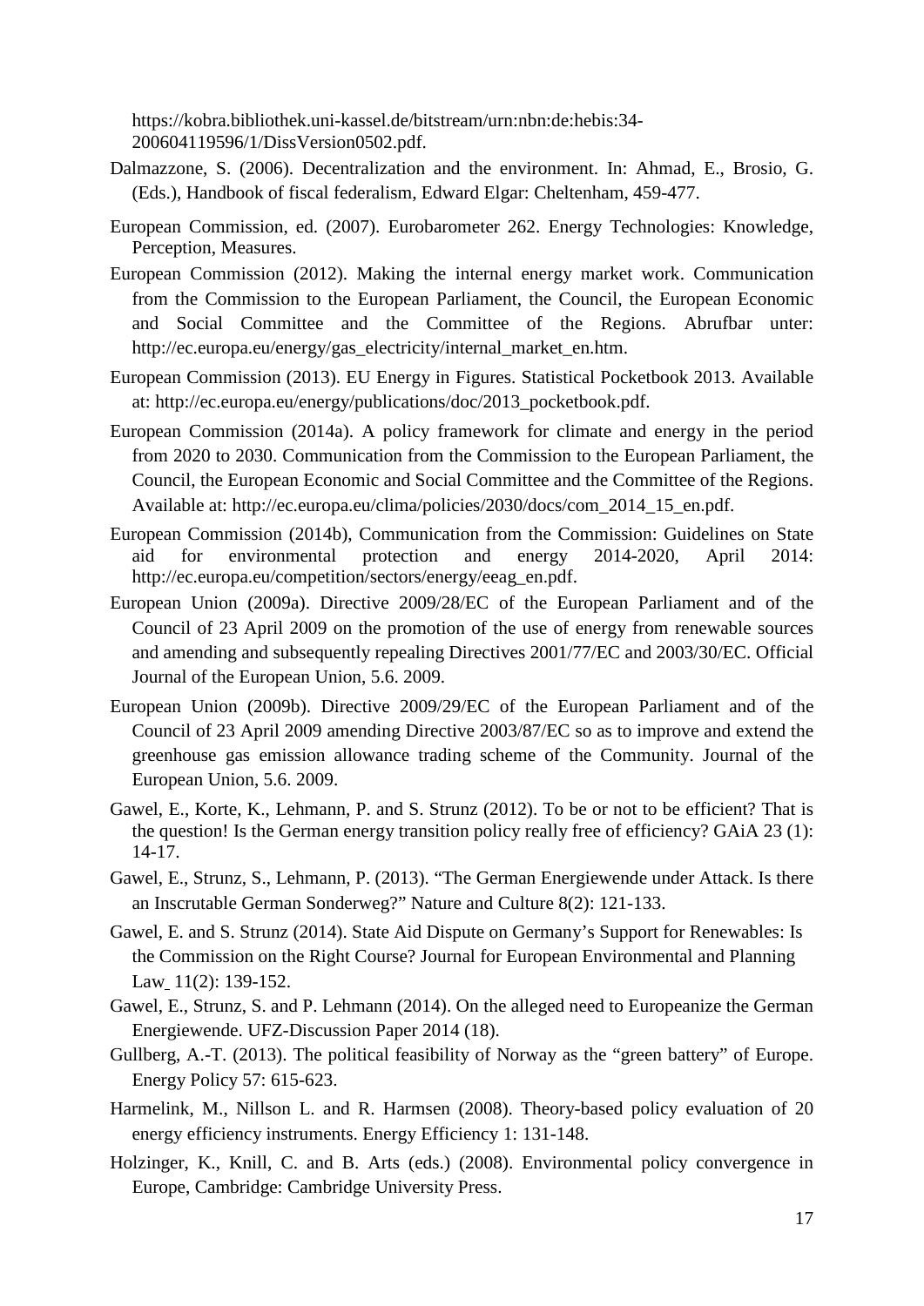https://kobra.bibliothek.uni-kassel.de/bitstream/urn:nbn:de:hebis:34-200604119596/1/DissVersion0502.pdf.

Dalmazzone, S. (2006). Decentralization and the environment. In: Ahmad, E., Brosio, G. (Eds.), Handbook of fiscal federalism, Edward Elgar: Cheltenham, 459-477.

European Commission, ed. (2007). Eurobarometer 262. Energy Technologies: Knowledge, Perception, Measures.

European Commission (2012). Making the internal energy market work. Communication from the Commission to the European Parliament, the Council, the European Economic and Social Committee and the Committee of the Regions. Abrufbar unter: http://ec.europa.eu/energy/gas_electricity/internal_market_en.htm.

European Commission (2013). EU Energy in Figures. Statistical Pocketbook 2013. Available at: http://ec.europa.eu/energy/publications/doc/2013_pocketbook.pdf.

European Commission (2014a). A policy framework for climate and energy in the period from 2020 to 2030. Communication from the Commission to the European Parliament, the Council, the European Economic and Social Committee and the Committee of the Regions. Available at: http://ec.europa.eu/clima/policies/2030/docs/com_2014_15_en.pdf.

European Commission (2014b), Communication from the Commission: Guidelines on State aid for environmental protection and energy 2014-2020, April 2014: http://ec.europa.eu/competition/sectors/energy/eeag_en.pdf.

European Union (2009a). Directive 2009/28/EC of the European Parliament and of the Council of 23 April 2009 on the promotion of the use of energy from renewable sources and amending and subsequently repealing Directives 2001/77/EC and 2003/30/EC. Official Journal of the European Union, 5.6. 2009.

European Union (2009b). Directive 2009/29/EC of the European Parliament and of the Council of 23 April 2009 amending Directive 2003/87/EC so as to improve and extend the greenhouse gas emission allowance trading scheme of the Community. Journal of the European Union, 5.6. 2009.

Gawel, E., Korte, K., Lehmann, P. and S. Strunz (2012). To be or not to be efficient? That is the question! Is the German energy transition policy really free of efficiency? GAiA 23 (1): 14-17.

Gawel, E., Strunz, S., Lehmann, P. (2013). "The German Energiewende under Attack. Is there an Inscrutable German Sonderweg?" Nature and Culture 8(2): 121-133.

Gawel, E. and S. Strunz (2014). State Aid Dispute on Germany's Support for Renewables: Is the Commission on the Right Course? Journal for European Environmental and Planning Law 11(2): 139-152.

Gawel, E., Strunz, S. and P. Lehmann (2014). On the alleged need to Europeanize the German Energiewende. UFZ-Discussion Paper 2014 (18).

Gullberg, A.-T. (2013). The political feasibility of Norway as the "green battery" of Europe. Energy Policy 57: 615-623.

Harmelink, M., Nillson L. and R. Harmsen (2008). Theory-based policy evaluation of 20 energy efficiency instruments. Energy Efficiency 1: 131-148.

Holzinger, K., Knill, C. and B. Arts (eds.) (2008). Environmental policy convergence in Europe, Cambridge: Cambridge University Press.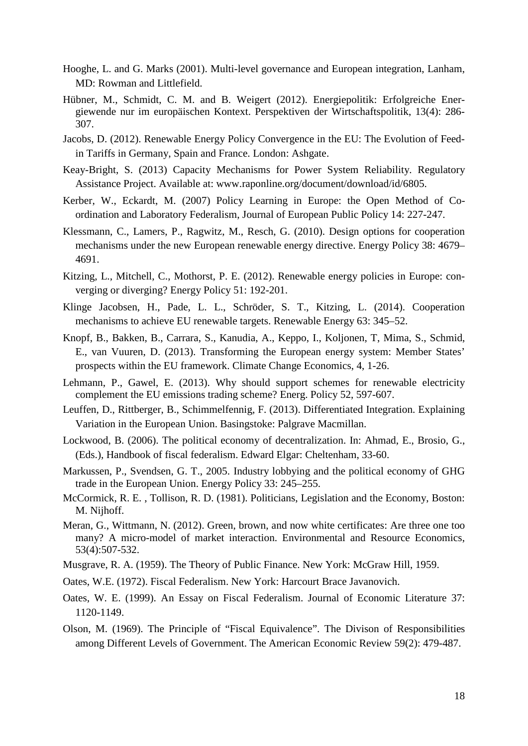Hooghe, L. and G. Marks (2001). Multi-level governance and European integration, Lanham, MD: Rowman and Littlefield.

Hübner, M., Schmidt, C. M. and B. Weigert (2012). Energiepolitik: Erfolgreiche Energiewende nur im europäischen Kontext. Perspektiven der Wirtschaftspolitik, 13(4): 286-307.

Jacobs, D. (2012). Renewable Energy Policy Convergence in the EU: The Evolution of Feed-in Tariffs in Germany, Spain and France. London: Ashgate.

Keay-Bright, S. (2013) Capacity Mechanisms for Power System Reliability. Regulatory Assistance Project. Available at: www.raponline.org/document/download/id/6805.

Kerber, W., Eckardt, M. (2007) Policy Learning in Europe: the Open Method of Co-ordination and Laboratory Federalism, Journal of European Public Policy 14: 227-247.

Klessmann, C., Lamers, P., Ragwitz, M., Resch, G. (2010). Design options for cooperation mechanisms under the new European renewable energy directive. Energy Policy 38: 4679–4691.

Kitzing, L., Mitchell, C., Mothorst, P. E. (2012). Renewable energy policies in Europe: converging or diverging? Energy Policy 51: 192-201.

Klinge Jacobsen, H., Pade, L. L., Schröder, S. T., Kitzing, L. (2014). Cooperation mechanisms to achieve EU renewable targets. Renewable Energy 63: 345–52.

Knopf, B., Bakken, B., Carrara, S., Kanudia, A., Keppo, I., Koljonen, T, Mima, S., Schmid, E., van Vuuren, D. (2013). Transforming the European energy system: Member States' prospects within the EU framework. Climate Change Economics, 4, 1-26.

Lehmann, P., Gawel, E. (2013). Why should support schemes for renewable electricity complement the EU emissions trading scheme? Energ. Policy 52, 597-607.

Leuffen, D., Rittberger, B., Schimmelfennig, F. (2013). Differentiated Integration. Explaining Variation in the European Union. Basingstoke: Palgrave Macmillan.

Lockwood, B. (2006). The political economy of decentralization. In: Ahmad, E., Brosio, G., (Eds.), Handbook of fiscal federalism. Edward Elgar: Cheltenham, 33-60.

Markussen, P., Svendsen, G. T., 2005. Industry lobbying and the political economy of GHG trade in the European Union. Energy Policy 33: 245–255.

McCormick, R. E. , Tollison, R. D. (1981). Politicians, Legislation and the Economy, Boston: M. Nijhoff.

Meran, G., Wittmann, N. (2012). Green, brown, and now white certificates: Are three one too many? A micro-model of market interaction. Environmental and Resource Economics, 53(4):507-532.

Musgrave, R. A. (1959). The Theory of Public Finance. New York: McGraw Hill, 1959.

Oates, W.E. (1972). Fiscal Federalism. New York: Harcourt Brace Javanovich.

Oates, W. E. (1999). An Essay on Fiscal Federalism. Journal of Economic Literature 37: 1120-1149.

Olson, M. (1969). The Principle of "Fiscal Equivalence". The Divison of Responsibilities among Different Levels of Government. The American Economic Review 59(2): 479-487.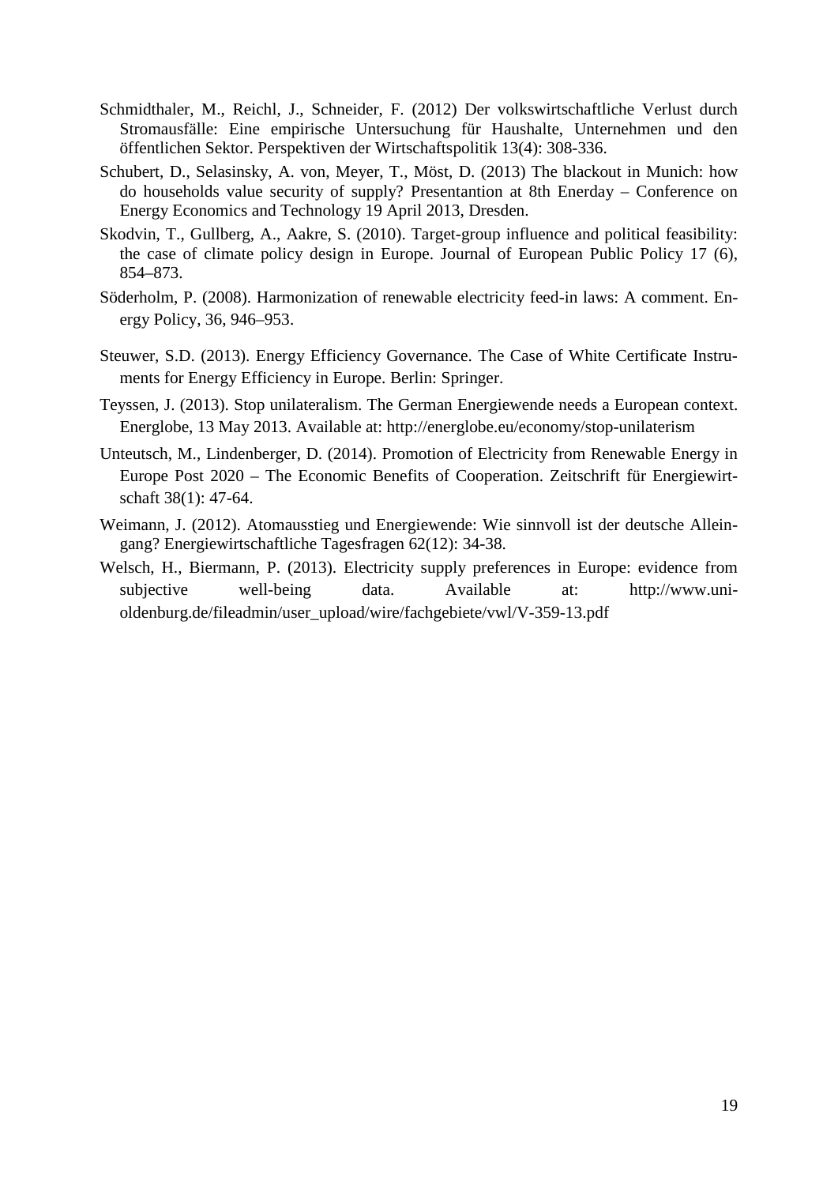Schmidthaler, M., Reichl, J., Schneider, F. (2012) Der volkswirtschaftliche Verlust durch Stromausfälle: Eine empirische Untersuchung für Haushalte, Unternehmen und den öffentlichen Sektor. Perspektiven der Wirtschaftspolitik 13(4): 308-336.

Schubert, D., Selasinsky, A. von, Meyer, T., Möst, D. (2013) The blackout in Munich: how do households value security of supply? Presentantion at 8th Enerday – Conference on Energy Economics and Technology 19 April 2013, Dresden.

Skodvin, T., Gullberg, A., Aakre, S. (2010). Target-group influence and political feasibility: the case of climate policy design in Europe. Journal of European Public Policy 17 (6), 854–873.

Söderholm, P. (2008). Harmonization of renewable electricity feed-in laws: A comment. Energy Policy, 36, 946–953.

Steuwer, S.D. (2013). Energy Efficiency Governance. The Case of White Certificate Instruments for Energy Efficiency in Europe. Berlin: Springer.

Teyssen, J. (2013). Stop unilateralism. The German Energiewende needs a European context. Energlobe, 13 May 2013. Available at: http://energlobe.eu/economy/stop-unilaterism

Unteutsch, M., Lindenberger, D. (2014). Promotion of Electricity from Renewable Energy in Europe Post 2020 – The Economic Benefits of Cooperation. Zeitschrift für Energiewirtschaft 38(1): 47-64.

Weimann, J. (2012). Atomausstieg und Energiewende: Wie sinnvoll ist der deutsche Alleingang? Energiewirtschaftliche Tagesfragen 62(12): 34-38.

Welsch, H., Biermann, P. (2013). Electricity supply preferences in Europe: evidence from subjective well-being data. Available at: http://www.uni-oldenburg.de/fileadmin/user_upload/wire/fachgebiete/vwl/V-359-13.pdf